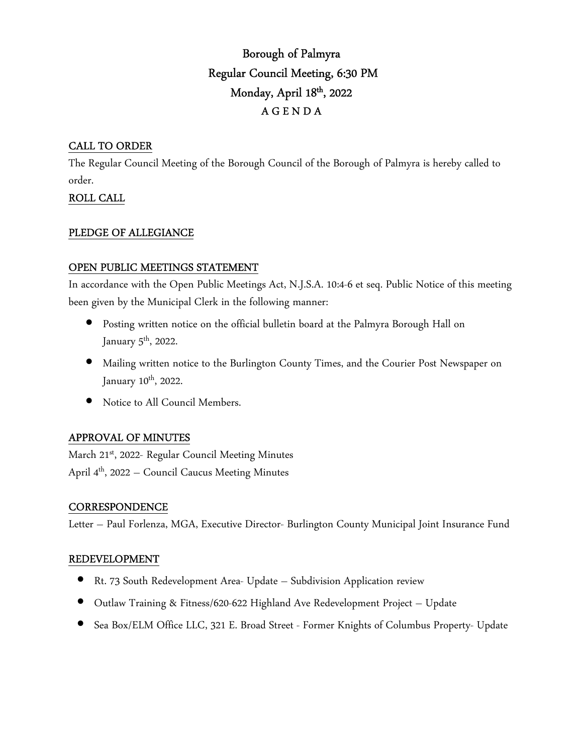# Borough of Palmyra
# Regular Council Meeting, 6:30 PM
# Monday, April 18th, 2022
# A G E N D A

## CALL TO ORDER

The Regular Council Meeting of the Borough Council of the Borough of Palmyra is hereby called to order.

## ROLL CALL

## PLEDGE OF ALLEGIANCE

## OPEN PUBLIC MEETINGS STATEMENT

In accordance with the Open Public Meetings Act, N.J.S.A. 10:4-6 et seq. Public Notice of this meeting been given by the Municipal Clerk in the following manner:

- Posting written notice on the official bulletin board at the Palmyra Borough Hall on January 5th, 2022.
- Mailing written notice to the Burlington County Times, and the Courier Post Newspaper on January 10th, 2022.
- Notice to All Council Members.

## APPROVAL OF MINUTES

March 21st, 2022- Regular Council Meeting Minutes
April 4th, 2022 – Council Caucus Meeting Minutes

## CORRESPONDENCE

Letter – Paul Forlenza, MGA, Executive Director- Burlington County Municipal Joint Insurance Fund

## REDEVELOPMENT

- Rt. 73 South Redevelopment Area- Update – Subdivision Application review
- Outlaw Training & Fitness/620-622 Highland Ave Redevelopment Project – Update
- Sea Box/ELM Office LLC, 321 E. Broad Street - Former Knights of Columbus Property- Update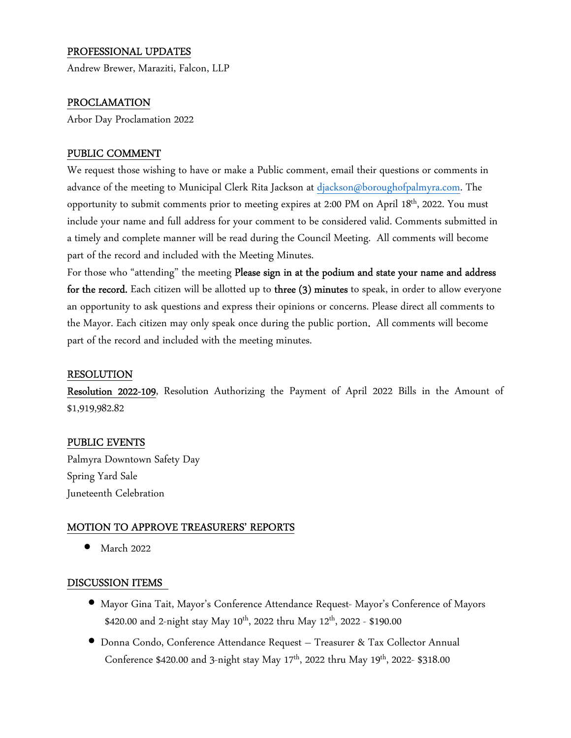PROFESSIONAL UPDATES

Andrew Brewer, Maraziti, Falcon, LLP

PROCLAMATION

Arbor Day Proclamation 2022

PUBLIC COMMENT

We request those wishing to have or make a Public comment, email their questions or comments in advance of the meeting to Municipal Clerk Rita Jackson at djackson@boroughofpalmyra.com. The opportunity to submit comments prior to meeting expires at 2:00 PM on April 18th, 2022. You must include your name and full address for your comment to be considered valid. Comments submitted in a timely and complete manner will be read during the Council Meeting. All comments will become part of the record and included with the Meeting Minutes.

For those who "attending" the meeting **Please sign in at the podium and state your name and address for the record.** Each citizen will be allotted up to **three (3) minutes** to speak, in order to allow everyone an opportunity to ask questions and express their opinions or concerns. Please direct all comments to the Mayor. Each citizen may only speak once during the public portion. All comments will become part of the record and included with the meeting minutes.

RESOLUTION

**Resolution 2022-109**, Resolution Authorizing the Payment of April 2022 Bills in the Amount of $1,919,982.82

PUBLIC EVENTS

Palmyra Downtown Safety Day

Spring Yard Sale

Juneteenth Celebration

MOTION TO APPROVE TREASURERS' REPORTS

- March 2022

DISCUSSION ITEMS

- Mayor Gina Tait, Mayor's Conference Attendance Request- Mayor's Conference of Mayors $420.00 and 2-night stay May 10th, 2022 thru May 12th, 2022 - $190.00
- Donna Condo, Conference Attendance Request – Treasurer & Tax Collector Annual Conference $420.00 and 3-night stay May 17th, 2022 thru May 19th, 2022- $318.00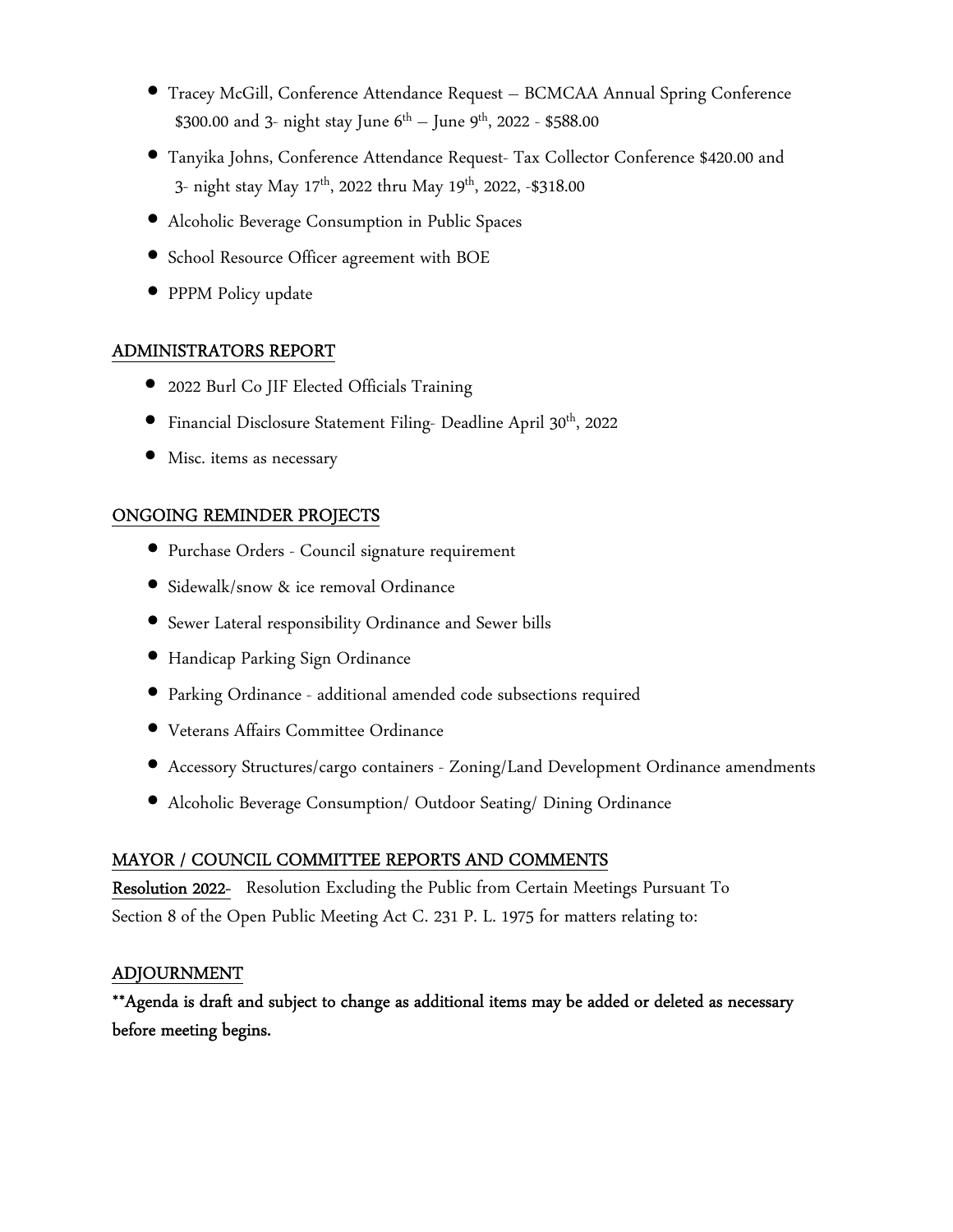- Tracey McGill, Conference Attendance Request – BCMCAA Annual Spring Conference $300.00 and 3- night stay June 6th – June 9th, 2022 - $588.00
- Tanyika Johns, Conference Attendance Request- Tax Collector Conference $420.00 and 3- night stay May 17th, 2022 thru May 19th, 2022, -$318.00
- Alcoholic Beverage Consumption in Public Spaces
- School Resource Officer agreement with BOE
- PPPM Policy update

## ADMINISTRATORS REPORT

- 2022 Burl Co JIF Elected Officials Training
- Financial Disclosure Statement Filing- Deadline April 30th, 2022
- Misc. items as necessary

## ONGOING REMINDER PROJECTS

- Purchase Orders - Council signature requirement
- Sidewalk/snow & ice removal Ordinance
- Sewer Lateral responsibility Ordinance and Sewer bills
- Handicap Parking Sign Ordinance
- Parking Ordinance - additional amended code subsections required
- Veterans Affairs Committee Ordinance
- Accessory Structures/cargo containers - Zoning/Land Development Ordinance amendments
- Alcoholic Beverage Consumption/ Outdoor Seating/ Dining Ordinance

## MAYOR / COUNCIL COMMITTEE REPORTS AND COMMENTS

**Resolution 2022-** Resolution Excluding the Public from Certain Meetings Pursuant To Section 8 of the Open Public Meeting Act C. 231 P. L. 1975 for matters relating to:

## ADJOURNMENT

**\*\*Agenda is draft and subject to change as additional items may be added or deleted as necessary before meeting begins.**